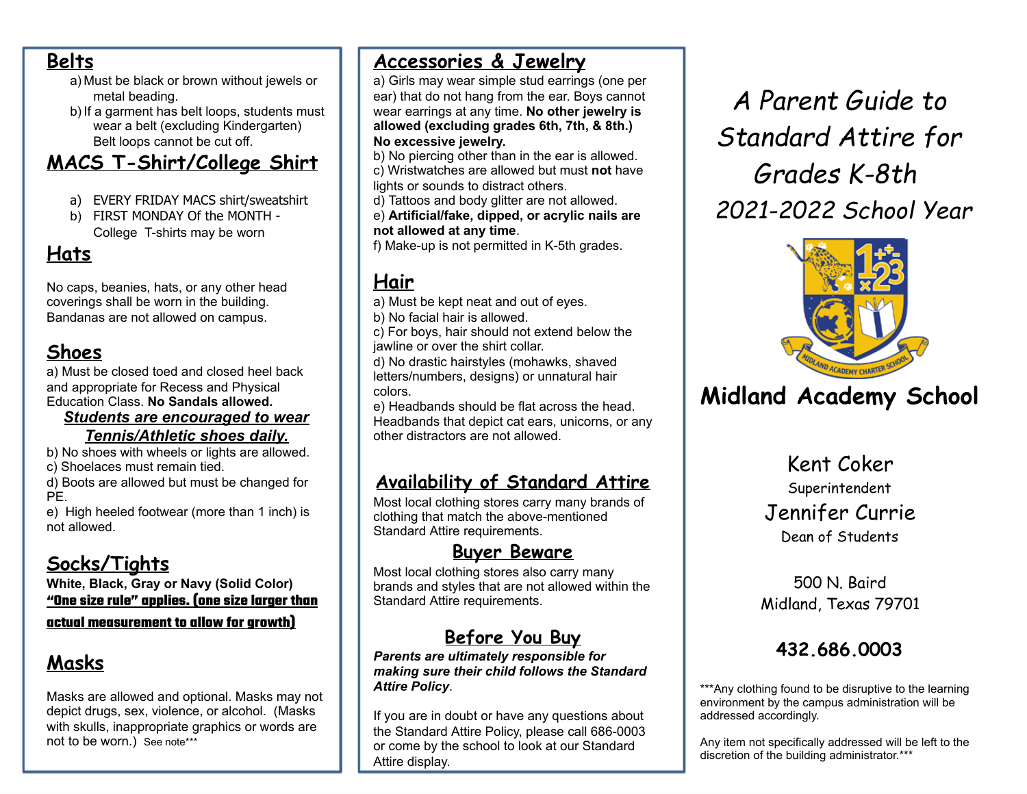## Belts

a) Must be black or brown without jewels or metal beading.
b) If a garment has belt loops, students must wear a belt (excluding Kindergarten) Belt loops cannot be cut off.

## MACS T-Shirt/College Shirt

a) EVERY FRIDAY MACS shirt/sweatshirt
b) FIRST MONDAY Of the MONTH - College T-shirts may be worn

## Hats

No caps, beanies, hats, or any other head coverings shall be worn in the building. Bandanas are not allowed on campus.

## Shoes

a) Must be closed toed and closed heel back and appropriate for Recess and Physical Education Class. **No Sandals allowed.**

***Students are encouraged to wear Tennis/Athletic shoes daily.***

b) No shoes with wheels or lights are allowed.
c) Shoelaces must remain tied.
d) Boots are allowed but must be changed for PE.
e) High heeled footwear (more than 1 inch) is not allowed.

## Socks/Tights

**White, Black, Gray or Navy (Solid Color)**
**"One size rule" applies. (one size larger than actual measurement to allow for growth)**

## Masks

Masks are allowed and optional. Masks may not depict drugs, sex, violence, or alcohol. (Masks with skulls, inappropriate graphics or words are not to be worn.) See note***

## Accessories & Jewelry

a) Girls may wear simple stud earrings (one per ear) that do not hang from the ear. Boys cannot wear earrings at any time. **No other jewelry is allowed (excluding grades 6th, 7th, & 8th.) No excessive jewelry.**
b) No piercing other than in the ear is allowed.
c) Wristwatches are allowed but must **not** have lights or sounds to distract others.
d) Tattoos and body glitter are not allowed.
e) **Artificial/fake, dipped, or acrylic nails are not allowed at any time**.
f) Make-up is not permitted in K-5th grades.

## Hair

a) Must be kept neat and out of eyes.
b) No facial hair is allowed.
c) For boys, hair should not extend below the jawline or over the shirt collar.
d) No drastic hairstyles (mohawks, shaved letters/numbers, designs) or unnatural hair colors.
e) Headbands should be flat across the head. Headbands that depict cat ears, unicorns, or any other distractors are not allowed.

## Availability of Standard Attire

Most local clothing stores carry many brands of clothing that match the above-mentioned Standard Attire requirements.

### Buyer Beware

Most local clothing stores also carry many brands and styles that are not allowed within the Standard Attire requirements.

### Before You Buy

***Parents are ultimately responsible for making sure their child follows the Standard Attire Policy***.

If you are in doubt or have any questions about the Standard Attire Policy, please call 686-0003 or come by the school to look at our Standard Attire display.

# A Parent Guide to Standard Attire for Grades K-8th
# 2021-2022 School Year

MIDLAND ACADEMY CHARTER SCHOOL

## Midland Academy School

Kent Coker
Superintendent

Jennifer Currie
Dean of Students

500 N. Baird
Midland, Texas 79701

**432.686.0003**

***Any clothing found to be disruptive to the learning environment by the campus administration will be addressed accordingly.

Any item not specifically addressed will be left to the discretion of the building administrator.***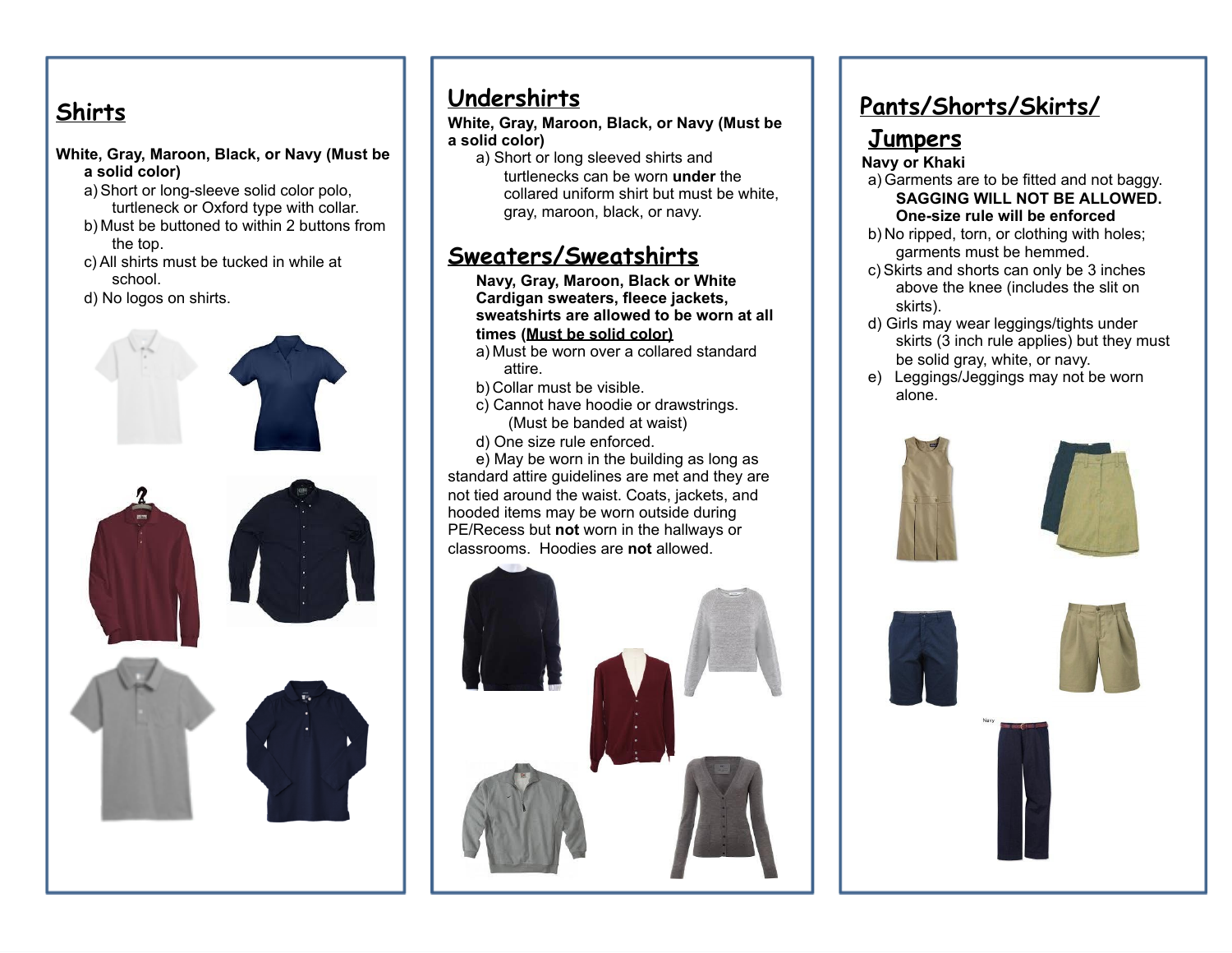## Shirts

**White, Gray, Maroon, Black, or Navy (Must be a solid color)**

a) Short or long-sleeve solid color polo, turtleneck or Oxford type with collar.
b) Must be buttoned to within 2 buttons from the top.
c) All shirts must be tucked in while at school.
d) No logos on shirts.

## Undershirts

**White, Gray, Maroon, Black, or Navy (Must be a solid color)**

a) Short or long sleeved shirts and turtlenecks can be worn **under** the collared uniform shirt but must be white, gray, maroon, black, or navy.

## Sweaters/Sweatshirts

**Navy, Gray, Maroon, Black or White Cardigan sweaters, fleece jackets, sweatshirts are allowed to be worn at all times (Must be solid color)**

a) Must be worn over a collared standard attire.
b) Collar must be visible.
c) Cannot have hoodie or drawstrings. (Must be banded at waist)
d) One size rule enforced.
e) May be worn in the building as long as standard attire guidelines are met and they are not tied around the waist. Coats, jackets, and hooded items may be worn outside during PE/Recess but **not** worn in the hallways or classrooms. Hoodies are **not** allowed.

## Pants/Shorts/Skirts/ Jumpers

**Navy or Khaki**

a) Garments are to be fitted and not baggy. **SAGGING WILL NOT BE ALLOWED. One-size rule will be enforced**
b) No ripped, torn, or clothing with holes; garments must be hemmed.
c) Skirts and shorts can only be 3 inches above the knee (includes the slit on skirts).
d) Girls may wear leggings/tights under skirts (3 inch rule applies) but they must be solid gray, white, or navy.
e) Leggings/Jeggings may not be worn alone.

Navy